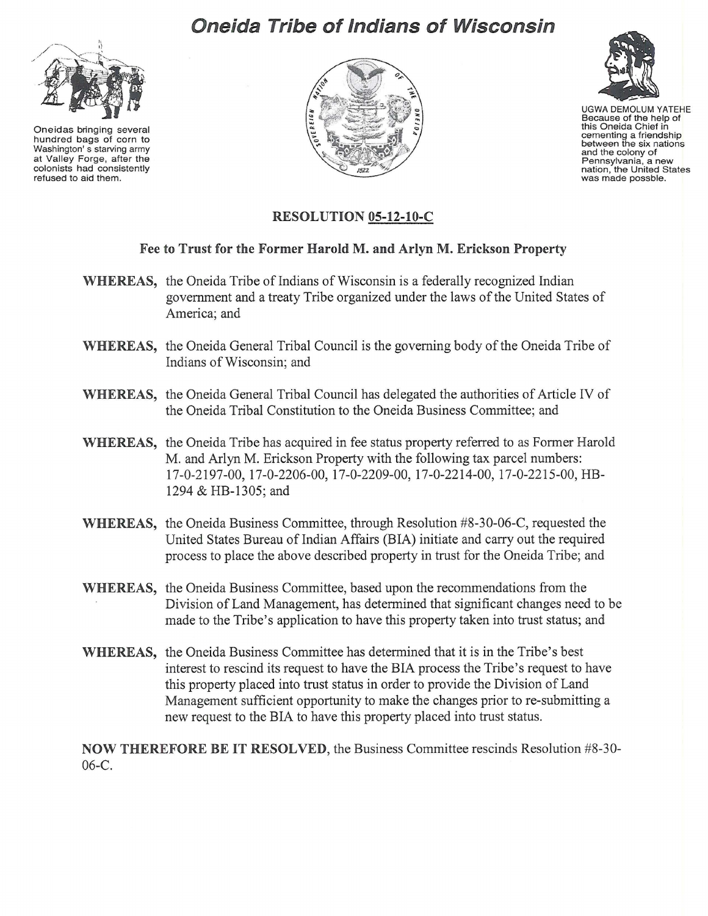# Oneida Tribe of Indians of Wisconsin

Oneidas bringing several hundred bags of corn to Washington' s starving army at Valley Forge, after the colonists had consistently refused to aid them.

UGWA DEMOLUM YATEHE Because of the help of this Oneida Chief in cementing a friendship between the six nations and the colony of Pennsylvania, a new nation, the United States was made possble.

## RESOLUTION 05-12-10-C

### Fee to Trust for the Former Harold M. and Arlyn M. Erickson Property

**WHEREAS,** the Oneida Tribe of Indians of Wisconsin is a federally recognized Indian government and a treaty Tribe organized under the laws of the United States of America; and

**WHEREAS,** the Oneida General Tribal Council is the governing body of the Oneida Tribe of Indians of Wisconsin; and

**WHEREAS,** the Oneida General Tribal Council has delegated the authorities of Article IV of the Oneida Tribal Constitution to the Oneida Business Committee; and

**WHEREAS,** the Oneida Tribe has acquired in fee status property referred to as Former Harold M. and Arlyn M. Erickson Property with the following tax parcel numbers: 17-0-2197-00, 17-0-2206-00, 17-0-2209-00, 17-0-2214-00, 17-0-2215-00, HB-1294 & HB-1305; and

**WHEREAS,** the Oneida Business Committee, through Resolution #8-30-06-C, requested the United States Bureau of Indian Affairs (BIA) initiate and carry out the required process to place the above described property in trust for the Oneida Tribe; and

**WHEREAS,** the Oneida Business Committee, based upon the recommendations from the Division of Land Management, has determined that significant changes need to be made to the Tribe's application to have this property taken into trust status; and

**WHEREAS,** the Oneida Business Committee has determined that it is in the Tribe's best interest to rescind its request to have the BIA process the Tribe's request to have this property placed into trust status in order to provide the Division of Land Management sufficient opportunity to make the changes prior to re-submitting a new request to the BIA to have this property placed into trust status.

**NOW THEREFORE BE IT RESOLVED**, the Business Committee rescinds Resolution #8-30-06-C.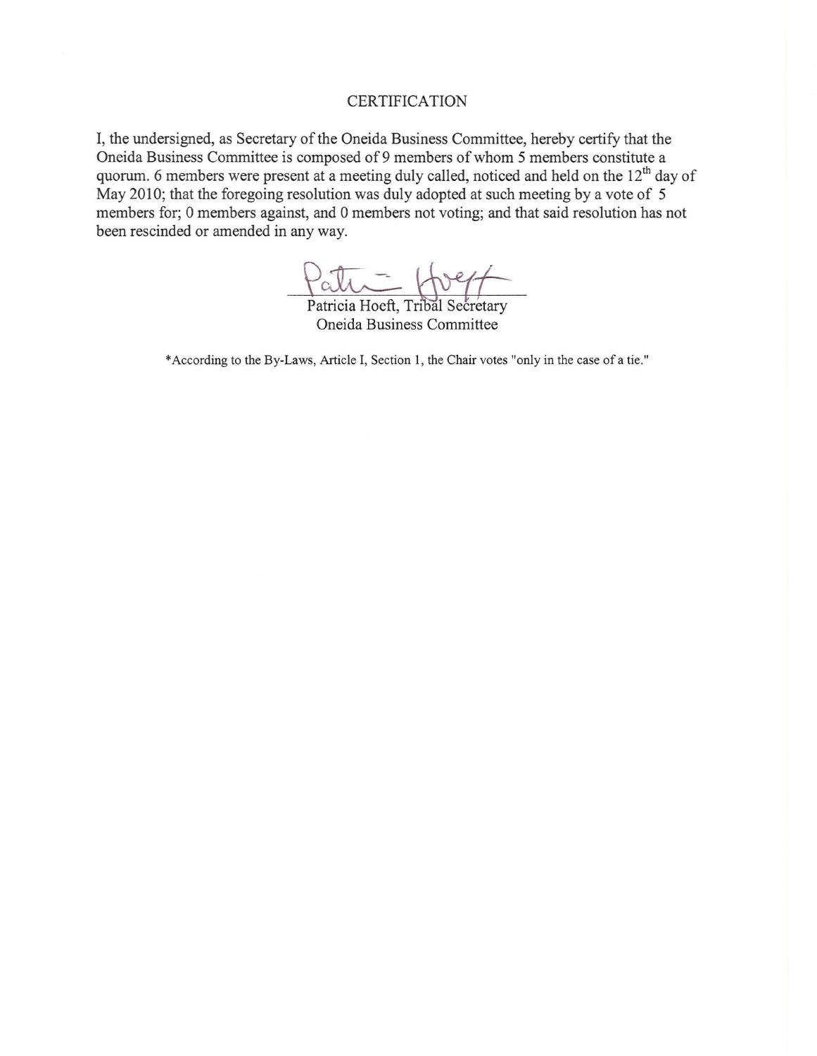## CERTIFICATION

I, the undersigned, as Secretary of the Oneida Business Committee, hereby certify that the Oneida Business Committee is composed of 9 members of whom 5 members constitute a quorum. 6 members were present at a meeting duly called, noticed and held on the 12th day of May 2010; that the foregoing resolution was duly adopted at such meeting by a vote of 5 members for; 0 members against, and 0 members not voting; and that said resolution has not been rescinded or amended in any way.

Patricia Hoeft, Tribal Secretary
Oneida Business Committee

*According to the By-Laws, Article I, Section 1, the Chair votes "only in the case of a tie."